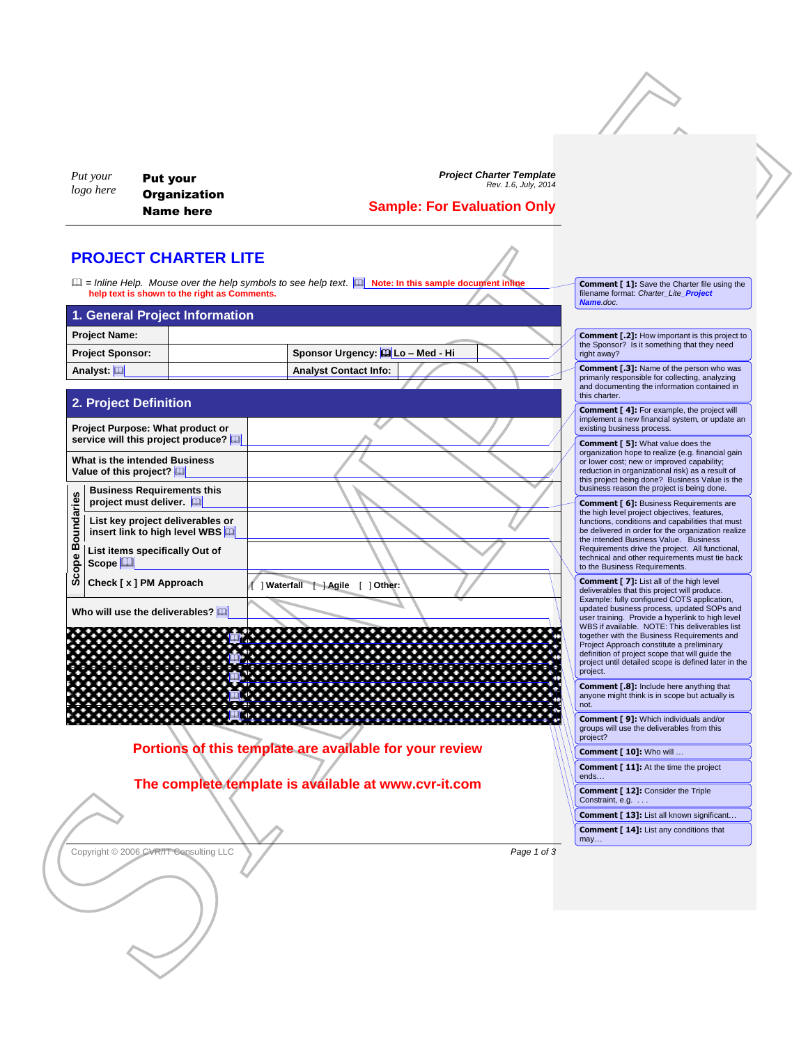Put your logo here

**Put your Organization Name here**

***Project Charter Template***
*Rev. 1.6, July, 2014*

**Sample: For Evaluation Only**

# PROJECT CHARTER LITE

📖 = *Inline Help. Mouse over the help symbols to see help text.* 📖 **Note: In this sample document inline help text is shown to the right as Comments.**

## 1. General Project Information

| | | | |
|---|---|---|---|
| **Project Name:** | | | |
| **Project Sponsor:** | | **Sponsor Urgency:** 📖 **Lo – Med - Hi** | |
| **Analyst:** 📖 | | **Analyst Contact Info:** | |

## 2. Project Definition

| | | |
|---|---|---|
| **Project Purpose: What product or service will this project produce?** 📖 | | |
| **What is the intended Business Value of this project?** 📖 | | |
| **Scope Boundaries** | **Business Requirements this project must deliver.** 📖 | |
| | **List key project deliverables or insert link to high level WBS** 📖 | |
| | **List items specifically Out of Scope** 📖 | |
| | **Check [ x ] PM Approach** | [ ] **Waterfall** [ ] **Agile** [ ] **Other:** |
| **Who will use the deliverables?** 📖 | | |

**Portions of this template are available for your review**

**The complete template is available at www.cvr-it.com**

Copyright © 2006 CVR/IT Consulting LLC

**Comment [ 1]:** Save the Charter file using the filename format: *Charter_Lite_**Project Name**.doc.*

**Comment [.2]:** How important is this project to the Sponsor? Is it something that they need right away?

**Comment [.3]:** Name of the person who was primarily responsible for collecting, analyzing and documenting the information contained in this charter.

**Comment [ 4]:** For example, the project will implement a new financial system, or update an existing business process.

**Comment [ 5]:** What value does the organization hope to realize (e.g. financial gain or lower cost; new or improved capability; reduction in organizational risk) as a result of this project being done? Business Value is the business reason the project is being done.

**Comment [ 6]:** Business Requirements are the high level project objectives, features, functions, conditions and capabilities that must be delivered in order for the organization realize the intended Business Value. Business Requirements drive the project. All functional, technical and other requirements must tie back to the Business Requirements.

**Comment [ 7]:** List all of the high level deliverables that this project will produce. Example: fully configured COTS application, updated business process, updated SOPs and user training. Provide a hyperlink to high level WBS if available. NOTE: This deliverables list together with the Business Requirements and Project Approach constitute a preliminary definition of project scope that will guide the project until detailed scope is defined later in the project.

**Comment [.8]:** Include here anything that anyone might think is in scope but actually is not.

**Comment [ 9]:** Which individuals and/or groups will use the deliverables from this project?

**Comment [ 10]:** Who will …

**Comment [ 11]:** At the time the project ends…

**Comment [ 12]:** Consider the Triple Constraint, e.g. . . .

**Comment [ 13]:** List all known significant…

**Comment [ 14]:** List any conditions that may…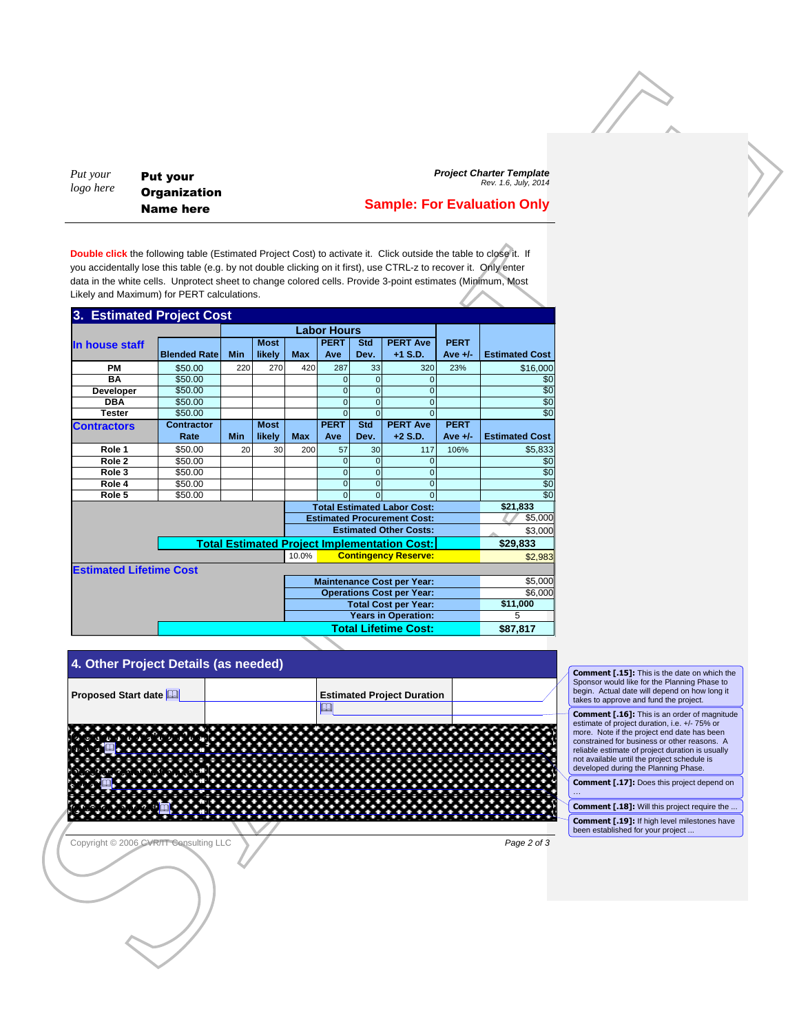Put your logo here

**Put your Organization Name here**

***Project Charter Template***
*Rev. 1.6, July, 2014*

**Sample: For Evaluation Only**

**Double click** the following table (Estimated Project Cost) to activate it. Click outside the table to close it. If you accidentally lose this table (e.g. by not double clicking on it first), use CTRL-z to recover it. Only enter data in the white cells. Unprotect sheet to change colored cells. Provide 3-point estimates (Minimum, Most Likely and Maximum) for PERT calculations.

## 3. Estimated Project Cost

| | | Labor Hours | | | | | | | |
|---|---|---|---|---|---|---|---|---|---|
| **In house staff** | **Blended Rate** | **Min** | **Most likely** | **Max** | **PERT Ave** | **Std Dev.** | **PERT Ave +1 S.D.** | **PERT Ave +/-** | **Estimated Cost** |
| **PM** | $50.00 | 220 | 270 | 420 | 287 | 33 | 320 | 23% | $16,000 |
| **BA** | $50.00 | | | | 0 | 0 | 0 | | $0 |
| **Developer** | $50.00 | | | | 0 | 0 | 0 | | $0 |
| **DBA** | $50.00 | | | | 0 | 0 | 0 | | $0 |
| **Tester** | $50.00 | | | | 0 | 0 | 0 | | $0 |
| **Contractors** | **Contractor Rate** | **Min** | **Most likely** | **Max** | **PERT Ave** | **Std Dev.** | **PERT Ave +2 S.D.** | **PERT Ave +/-** | **Estimated Cost** |
| **Role 1** | $50.00 | 20 | 30 | 200 | 57 | 30 | 117 | 106% | $5,833 |
| **Role 2** | $50.00 | | | | 0 | 0 | 0 | | $0 |
| **Role 3** | $50.00 | | | | 0 | 0 | 0 | | $0 |
| **Role 4** | $50.00 | | | | 0 | 0 | 0 | | $0 |
| **Role 5** | $50.00 | | | | 0 | 0 | 0 | | $0 |
| | | | | **Total Estimated Labor Cost:** | | | | | **$21,833** |
| | | | | **Estimated Procurement Cost:** | | | | | $5,000 |
| | | | | **Estimated Other Costs:** | | | | | $3,000 |
| | **Total Estimated Project Implementation Cost:** | | | | | | | | **$29,833** |
| | | | | 10.0% | **Contingency Reserve:** | | | | $2,983 |
| **Estimated Lifetime Cost** | | | | | | | | | |
| | | | | **Maintenance Cost per Year:** | | | | | $5,000 |
| | | | | **Operations Cost per Year:** | | | | | $6,000 |
| | | | | **Total Cost per Year:** | | | | | **$11,000** |
| | | | | **Years in Operation:** | | | | | 5 |
| | **Total Lifetime Cost:** | | | | | | | | **$87,817** |

## 4. Other Project Details (as needed)

| | | | |
|---|---|---|---|
| **Proposed Start date** | | **Estimated Project Duration** | |

**Comment [.15]:** This is the date on which the Sponsor would like for the Planning Phase to begin. Actual date will depend on how long it takes to approve and fund the project.

**Comment [.16]:** This is an order of magnitude estimate of project duration, i.e. +/- 75% or more. Note if the project end date has been constrained for business or other reasons. A reliable estimate of project duration is usually not available until the project schedule is developed during the Planning Phase.

**Comment [.17]:** Does this project depend on …

**Comment [.18]:** Will this project require the …

**Comment [.19]:** If high level milestones have been established for your project …

Copyright © 2006 CVR/IT Consulting LLC